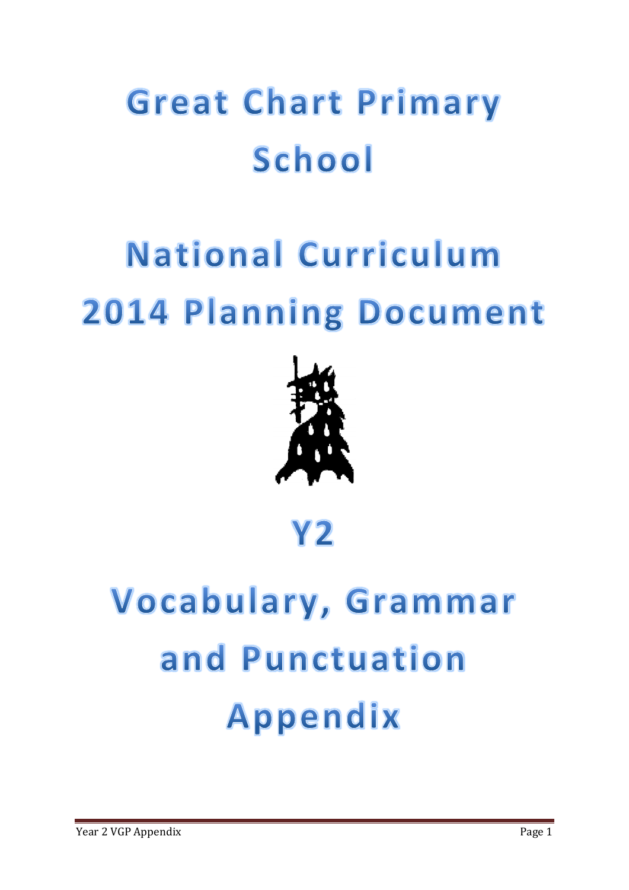# Great Chart Primary School

# National Curriculum 2014 Planning Document

# Y2

# Vocabulary, Grammar and Punctuation Appendix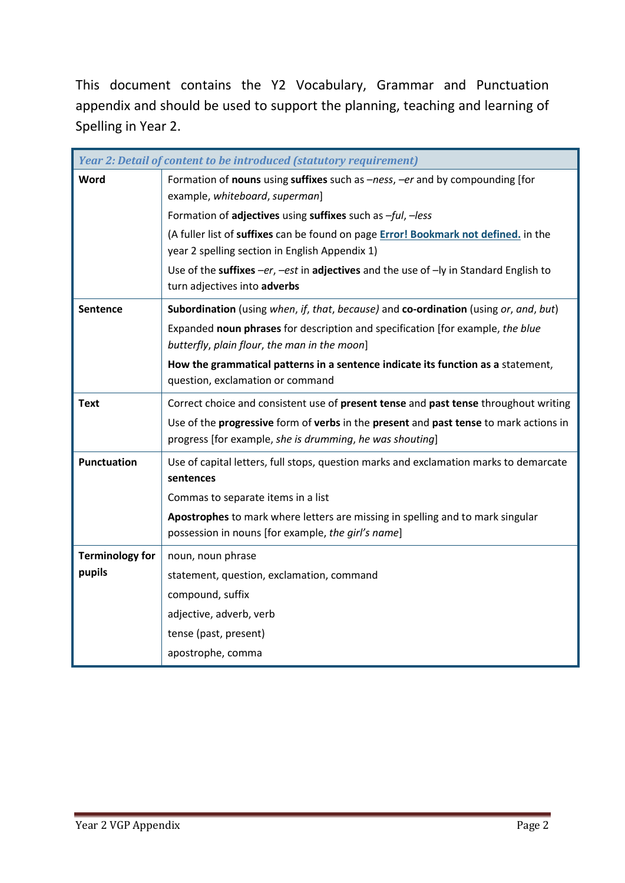This document contains the Y2 Vocabulary, Grammar and Punctuation appendix and should be used to support the planning, teaching and learning of Spelling in Year 2.

| *Year 2: Detail of content to be introduced (statutory requirement)* | |
|---|---|
| **Word** | Formation of **nouns** using **suffixes** such as *–ness*, *–er* and by compounding [for example, *whiteboard*, *superman*]<br><br>Formation of **adjectives** using **suffixes** such as *–ful*, *–less*<br><br>(A fuller list of **suffixes** can be found on page **Error! Bookmark not defined.** in the year 2 spelling section in English Appendix 1)<br><br>Use of the **suffixes** *–er*, *–est* in **adjectives** and the use of –ly in Standard English to turn adjectives into **adverbs** |
| **Sentence** | **Subordination** (using *when*, *if*, *that*, *because)* and **co-ordination** (using *or*, *and*, *but*)<br><br>Expanded **noun phrases** for description and specification [for example, *the blue butterfly*, *plain flour*, *the man in the moon*]<br><br>**How the grammatical patterns in a sentence indicate its function as a** statement, question, exclamation or command |
| **Text** | Correct choice and consistent use of **present tense** and **past tense** throughout writing<br><br>Use of the **progressive** form of **verbs** in the **present** and **past tense** to mark actions in progress [for example, *she is drumming*, *he was shouting*] |
| **Punctuation** | Use of capital letters, full stops, question marks and exclamation marks to demarcate **sentences**<br><br>Commas to separate items in a list<br><br>**Apostrophes** to mark where letters are missing in spelling and to mark singular possession in nouns [for example, *the girl's name*] |
| **Terminology for pupils** | noun, noun phrase<br><br>statement, question, exclamation, command<br><br>compound, suffix<br><br>adjective, adverb, verb<br><br>tense (past, present)<br><br>apostrophe, comma |